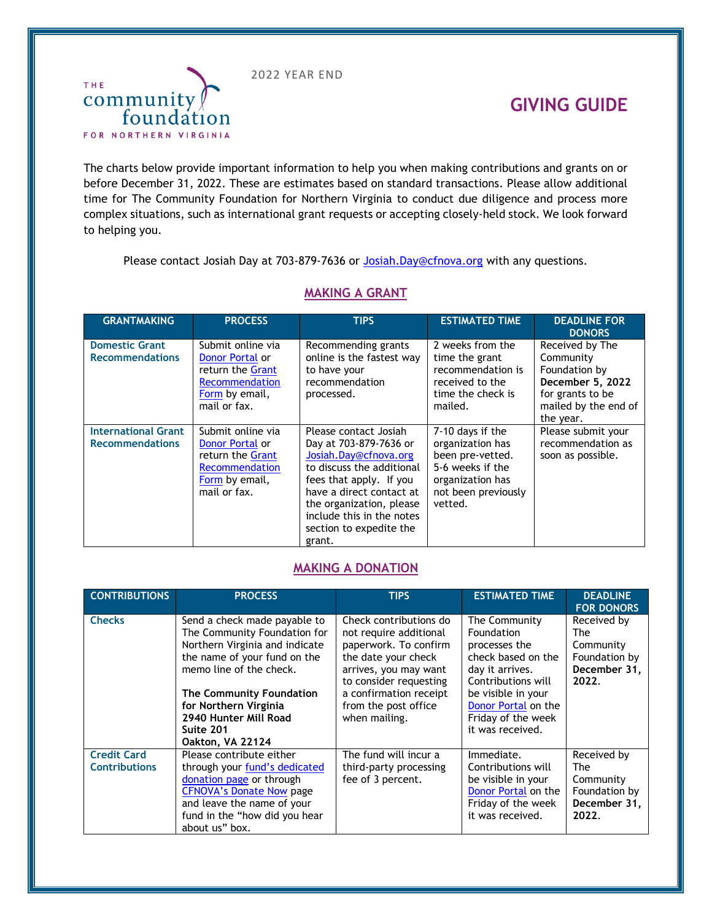THE community foundation FOR NORTHERN VIRGINIA

2022 YEAR END

# GIVING GUIDE

The charts below provide important information to help you when making contributions and grants on or before December 31, 2022. These are estimates based on standard transactions. Please allow additional time for The Community Foundation for Northern Virginia to conduct due diligence and process more complex situations, such as international grant requests or accepting closely-held stock. We look forward to helping you.

Please contact Josiah Day at 703-879-7636 or Josiah.Day@cfnova.org with any questions.

## MAKING A GRANT

| GRANTMAKING | PROCESS | TIPS | ESTIMATED TIME | DEADLINE FOR DONORS |
|---|---|---|---|---|
| **Domestic Grant Recommendations** | Submit online via Donor Portal or return the Grant Recommendation Form by email, mail or fax. | Recommending grants online is the fastest way to have your recommendation processed. | 2 weeks from the time the grant recommendation is received to the time the check is mailed. | Received by The Community Foundation by **December 5, 2022** for grants to be mailed by the end of the year. |
| **International Grant Recommendations** | Submit online via Donor Portal or return the Grant Recommendation Form by email, mail or fax. | Please contact Josiah Day at 703-879-7636 or Josiah.Day@cfnova.org to discuss the additional fees that apply. If you have a direct contact at the organization, please include this in the notes section to expedite the grant. | 7-10 days if the organization has been pre-vetted. 5-6 weeks if the organization has not been previously vetted. | Please submit your recommendation as soon as possible. |

## MAKING A DONATION

| CONTRIBUTIONS | PROCESS | TIPS | ESTIMATED TIME | DEADLINE FOR DONORS |
|---|---|---|---|---|
| **Checks** | Send a check made payable to The Community Foundation for Northern Virginia and indicate the name of your fund on the memo line of the check.<br><br>**The Community Foundation for Northern Virginia<br>2940 Hunter Mill Road<br>Suite 201<br>Oakton, VA 22124** | Check contributions do not require additional paperwork. To confirm the date your check arrives, you may want to consider requesting a confirmation receipt from the post office when mailing. | The Community Foundation processes the check based on the day it arrives. Contributions will be visible in your Donor Portal on the Friday of the week it was received. | Received by The Community Foundation by **December 31, 2022.** |
| **Credit Card Contributions** | Please contribute either through your fund's dedicated donation page or through CFNOVA's Donate Now page and leave the name of your fund in the "how did you hear about us" box. | The fund will incur a third-party processing fee of 3 percent. | Immediate. Contributions will be visible in your Donor Portal on the Friday of the week it was received. | Received by The Community Foundation by **December 31, 2022.** |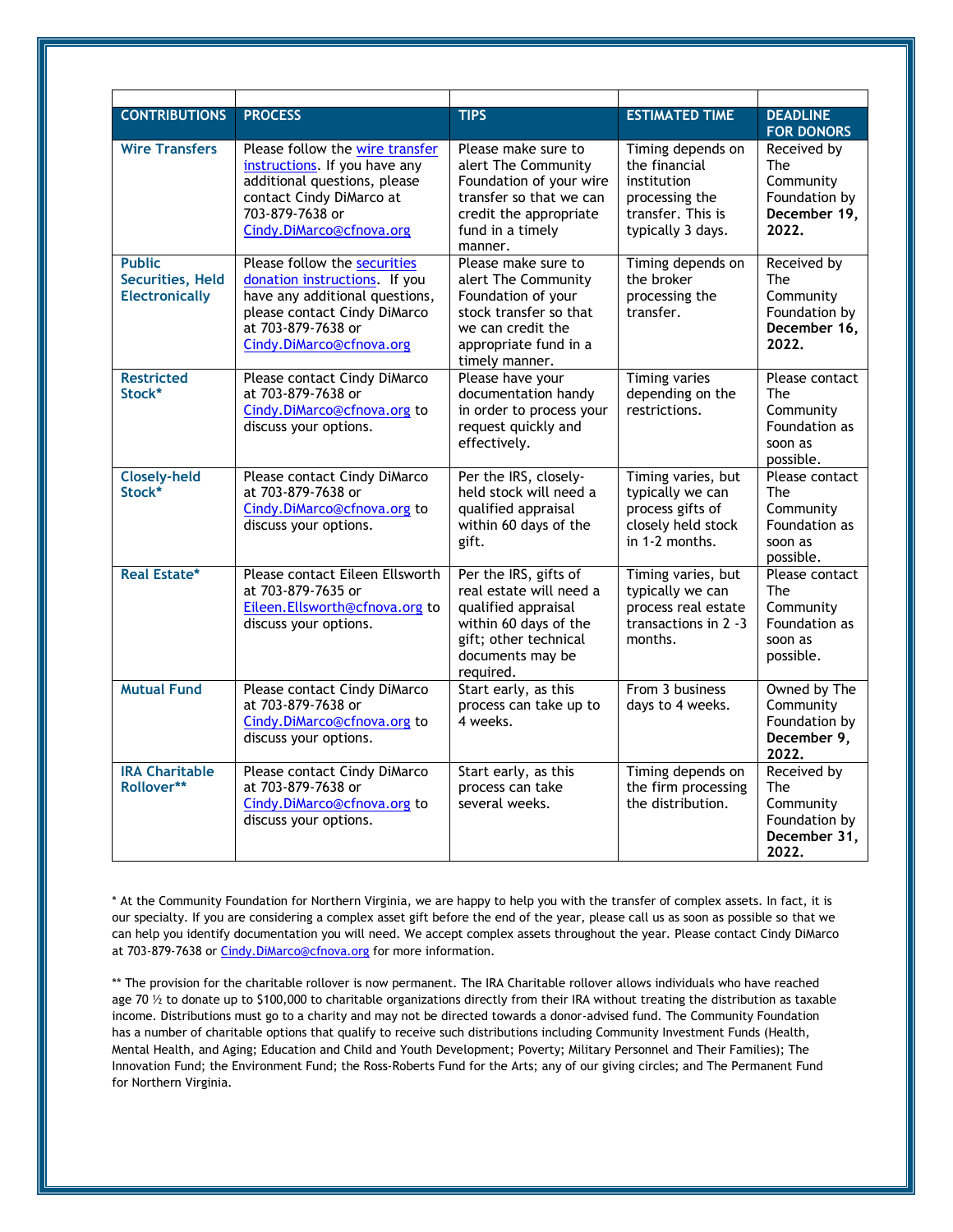| CONTRIBUTIONS | PROCESS | TIPS | ESTIMATED TIME | DEADLINE FOR DONORS |
|---|---|---|---|---|
| **Wire Transfers** | Please follow the wire transfer instructions. If you have any additional questions, please contact Cindy DiMarco at 703-879-7638 or Cindy.DiMarco@cfnova.org | Please make sure to alert The Community Foundation of your wire transfer so that we can credit the appropriate fund in a timely manner. | Timing depends on the financial institution processing the transfer. This is typically 3 days. | Received by The Community Foundation by **December 19, 2022.** |
| **Public Securities, Held Electronically** | Please follow the securities donation instructions. If you have any additional questions, please contact Cindy DiMarco at 703-879-7638 or Cindy.DiMarco@cfnova.org | Please make sure to alert The Community Foundation of your stock transfer so that we can credit the appropriate fund in a timely manner. | Timing depends on the broker processing the transfer. | Received by The Community Foundation by **December 16, 2022.** |
| **Restricted Stock*** | Please contact Cindy DiMarco at 703-879-7638 or Cindy.DiMarco@cfnova.org to discuss your options. | Please have your documentation handy in order to process your request quickly and effectively. | Timing varies depending on the restrictions. | Please contact The Community Foundation as soon as possible. |
| **Closely-held Stock*** | Please contact Cindy DiMarco at 703-879-7638 or Cindy.DiMarco@cfnova.org to discuss your options. | Per the IRS, closely-held stock will need a qualified appraisal within 60 days of the gift. | Timing varies, but typically we can process gifts of closely held stock in 1-2 months. | Please contact The Community Foundation as soon as possible. |
| **Real Estate*** | Please contact Eileen Ellsworth at 703-879-7635 or Eileen.Ellsworth@cfnova.org to discuss your options. | Per the IRS, gifts of real estate will need a qualified appraisal within 60 days of the gift; other technical documents may be required. | Timing varies, but typically we can process real estate transactions in 2 -3 months. | Please contact The Community Foundation as soon as possible. |
| **Mutual Fund** | Please contact Cindy DiMarco at 703-879-7638 or Cindy.DiMarco@cfnova.org to discuss your options. | Start early, as this process can take up to 4 weeks. | From 3 business days to 4 weeks. | Owned by The Community Foundation by **December 9, 2022.** |
| **IRA Charitable Rollover**** | Please contact Cindy DiMarco at 703-879-7638 or Cindy.DiMarco@cfnova.org to discuss your options. | Start early, as this process can take several weeks. | Timing depends on the firm processing the distribution. | Received by The Community Foundation by **December 31, 2022.** |

* At the Community Foundation for Northern Virginia, we are happy to help you with the transfer of complex assets. In fact, it is our specialty. If you are considering a complex asset gift before the end of the year, please call us as soon as possible so that we can help you identify documentation you will need. We accept complex assets throughout the year. Please contact Cindy DiMarco at 703-879-7638 or Cindy.DiMarco@cfnova.org for more information.

** The provision for the charitable rollover is now permanent. The IRA Charitable rollover allows individuals who have reached age 70 ½ to donate up to $100,000 to charitable organizations directly from their IRA without treating the distribution as taxable income. Distributions must go to a charity and may not be directed towards a donor-advised fund. The Community Foundation has a number of charitable options that qualify to receive such distributions including Community Investment Funds (Health, Mental Health, and Aging; Education and Child and Youth Development; Poverty; Military Personnel and Their Families); The Innovation Fund; the Environment Fund; the Ross-Roberts Fund for the Arts; any of our giving circles; and The Permanent Fund for Northern Virginia.